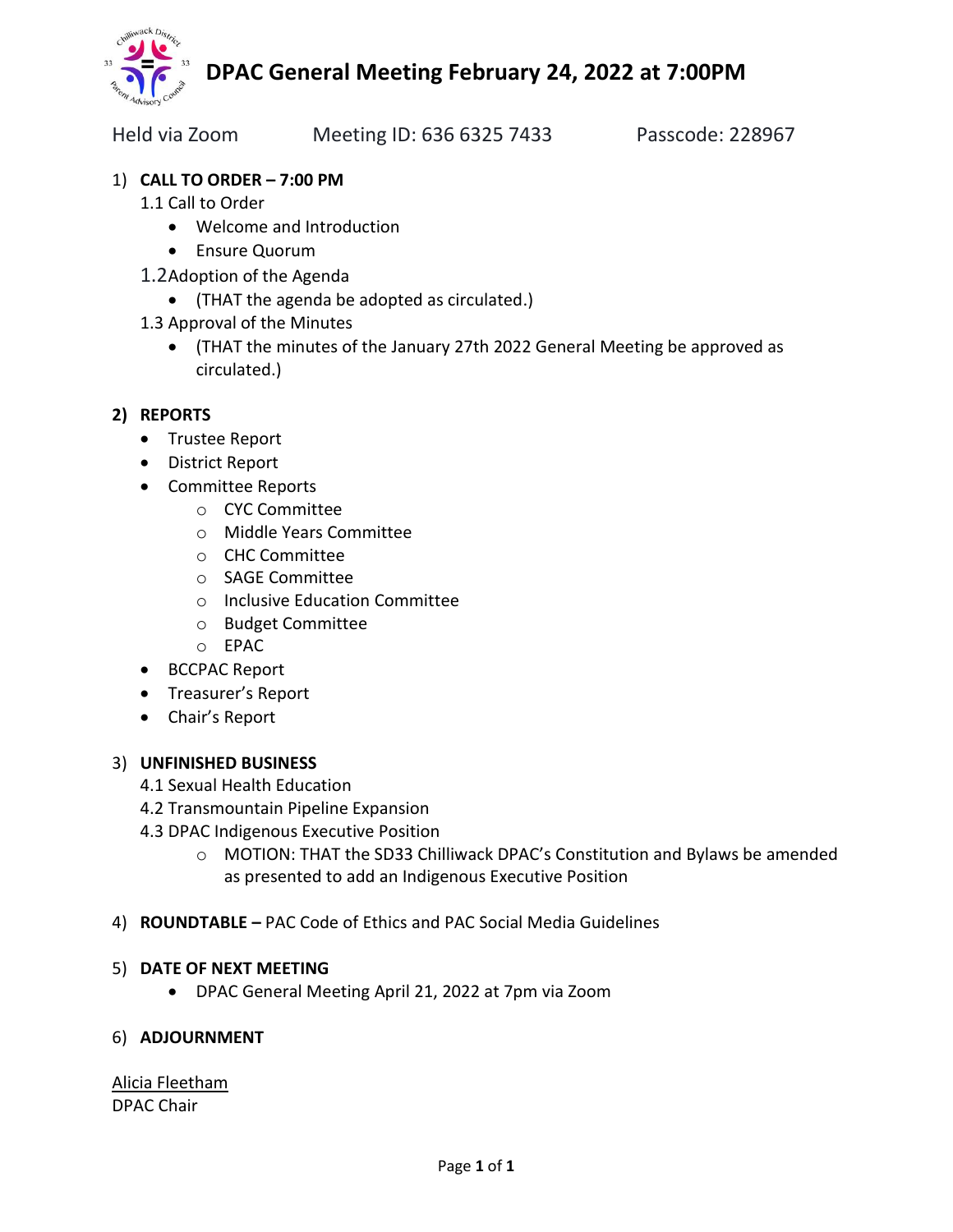# DPAC General Meeting February 24, 2022 at 7:00PM

Held via Zoom Meeting ID: 636 6325 7433 Passcode: 228967

1) **CALL TO ORDER – 7:00 PM**

   1.1 Call to Order
   - Welcome and Introduction
   - Ensure Quorum

   1.2 Adoption of the Agenda
   - (THAT the agenda be adopted as circulated.)

   1.3 Approval of the Minutes
   - (THAT the minutes of the January 27th 2022 General Meeting be approved as circulated.)

2) **REPORTS**
   - Trustee Report
   - District Report
   - Committee Reports
     - CYC Committee
     - Middle Years Committee
     - CHC Committee
     - SAGE Committee
     - Inclusive Education Committee
     - Budget Committee
     - EPAC
   - BCCPAC Report
   - Treasurer's Report
   - Chair's Report

3) **UNFINISHED BUSINESS**

   4.1 Sexual Health Education

   4.2 Transmountain Pipeline Expansion

   4.3 DPAC Indigenous Executive Position
   - MOTION: THAT the SD33 Chilliwack DPAC's Constitution and Bylaws be amended as presented to add an Indigenous Executive Position

4) **ROUNDTABLE –** PAC Code of Ethics and PAC Social Media Guidelines

5) **DATE OF NEXT MEETING**
   - DPAC General Meeting April 21, 2022 at 7pm via Zoom

6) **ADJOURNMENT**

Alicia Fleetham
DPAC Chair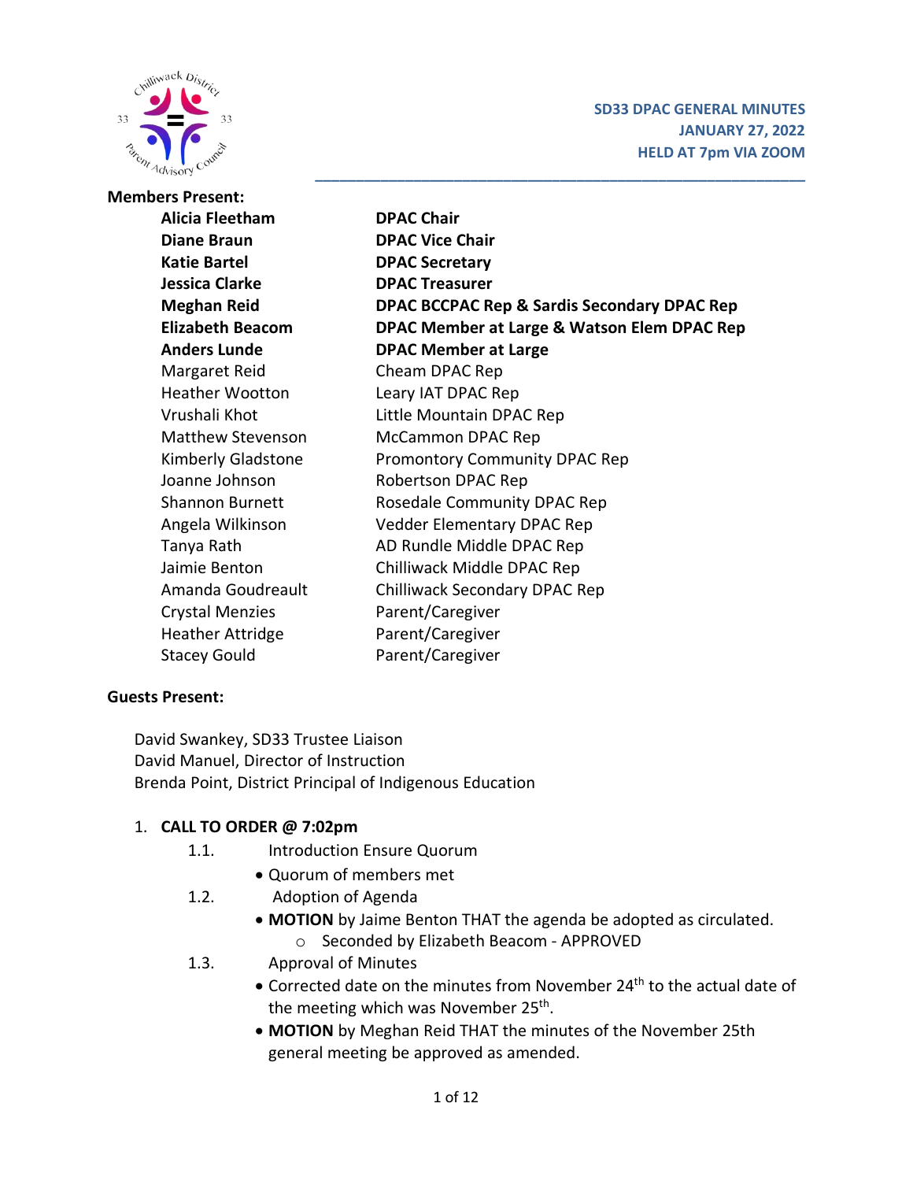**SD33 DPAC GENERAL MINUTES**
**JANUARY 27, 2022**
**HELD AT 7pm VIA ZOOM**

**Members Present:**

| | |
|---|---|
| **Alicia Fleetham** | **DPAC Chair** |
| **Diane Braun** | **DPAC Vice Chair** |
| **Katie Bartel** | **DPAC Secretary** |
| **Jessica Clarke** | **DPAC Treasurer** |
| **Meghan Reid** | **DPAC BCCPAC Rep & Sardis Secondary DPAC Rep** |
| **Elizabeth Beacom** | **DPAC Member at Large & Watson Elem DPAC Rep** |
| **Anders Lunde** | **DPAC Member at Large** |
| Margaret Reid | Cheam DPAC Rep |
| Heather Wootton | Leary IAT DPAC Rep |
| Vrushali Khot | Little Mountain DPAC Rep |
| Matthew Stevenson | McCammon DPAC Rep |
| Kimberly Gladstone | Promontory Community DPAC Rep |
| Joanne Johnson | Robertson DPAC Rep |
| Shannon Burnett | Rosedale Community DPAC Rep |
| Angela Wilkinson | Vedder Elementary DPAC Rep |
| Tanya Rath | AD Rundle Middle DPAC Rep |
| Jaimie Benton | Chilliwack Middle DPAC Rep |
| Amanda Goudreault | Chilliwack Secondary DPAC Rep |
| Crystal Menzies | Parent/Caregiver |
| Heather Attridge | Parent/Caregiver |
| Stacey Gould | Parent/Caregiver |

**Guests Present:**

David Swankey, SD33 Trustee Liaison
David Manuel, Director of Instruction
Brenda Point, District Principal of Indigenous Education

1. **CALL TO ORDER @ 7:02pm**
    1.1. Introduction Ensure Quorum
    - Quorum of members met

    1.2. Adoption of Agenda
    - **MOTION** by Jaime Benton THAT the agenda be adopted as circulated.
        - Seconded by Elizabeth Beacom - APPROVED

    1.3. Approval of Minutes
    - Corrected date on the minutes from November 24th to the actual date of the meeting which was November 25th.
    - **MOTION** by Meghan Reid THAT the minutes of the November 25th general meeting be approved as amended.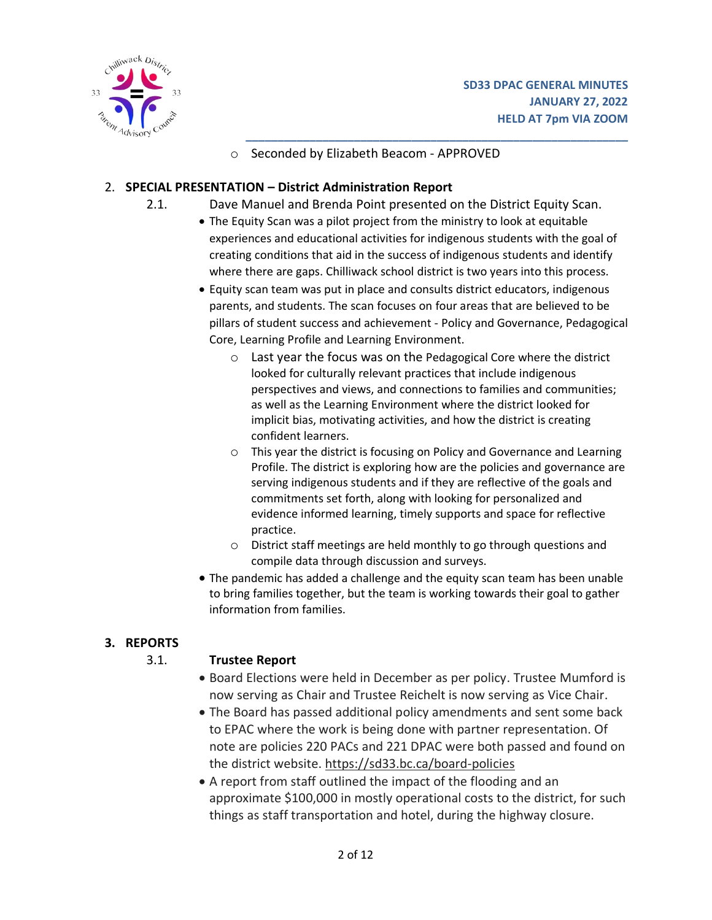- Seconded by Elizabeth Beacom - APPROVED

## 2. SPECIAL PRESENTATION – District Administration Report

2.1. Dave Manuel and Brenda Point presented on the District Equity Scan.

- The Equity Scan was a pilot project from the ministry to look at equitable experiences and educational activities for indigenous students with the goal of creating conditions that aid in the success of indigenous students and identify where there are gaps. Chilliwack school district is two years into this process.
- Equity scan team was put in place and consults district educators, indigenous parents, and students. The scan focuses on four areas that are believed to be pillars of student success and achievement - Policy and Governance, Pedagogical Core, Learning Profile and Learning Environment.
  - Last year the focus was on the Pedagogical Core where the district looked for culturally relevant practices that include indigenous perspectives and views, and connections to families and communities; as well as the Learning Environment where the district looked for implicit bias, motivating activities, and how the district is creating confident learners.
  - This year the district is focusing on Policy and Governance and Learning Profile. The district is exploring how are the policies and governance are serving indigenous students and if they are reflective of the goals and commitments set forth, along with looking for personalized and evidence informed learning, timely supports and space for reflective practice.
  - District staff meetings are held monthly to go through questions and compile data through discussion and surveys.
- The pandemic has added a challenge and the equity scan team has been unable to bring families together, but the team is working towards their goal to gather information from families.

## 3. REPORTS

### 3.1. Trustee Report

- Board Elections were held in December as per policy. Trustee Mumford is now serving as Chair and Trustee Reichelt is now serving as Vice Chair.
- The Board has passed additional policy amendments and sent some back to EPAC where the work is being done with partner representation. Of note are policies 220 PACs and 221 DPAC were both passed and found on the district website. https://sd33.bc.ca/board-policies
- A report from staff outlined the impact of the flooding and an approximate $100,000 in mostly operational costs to the district, for such things as staff transportation and hotel, during the highway closure.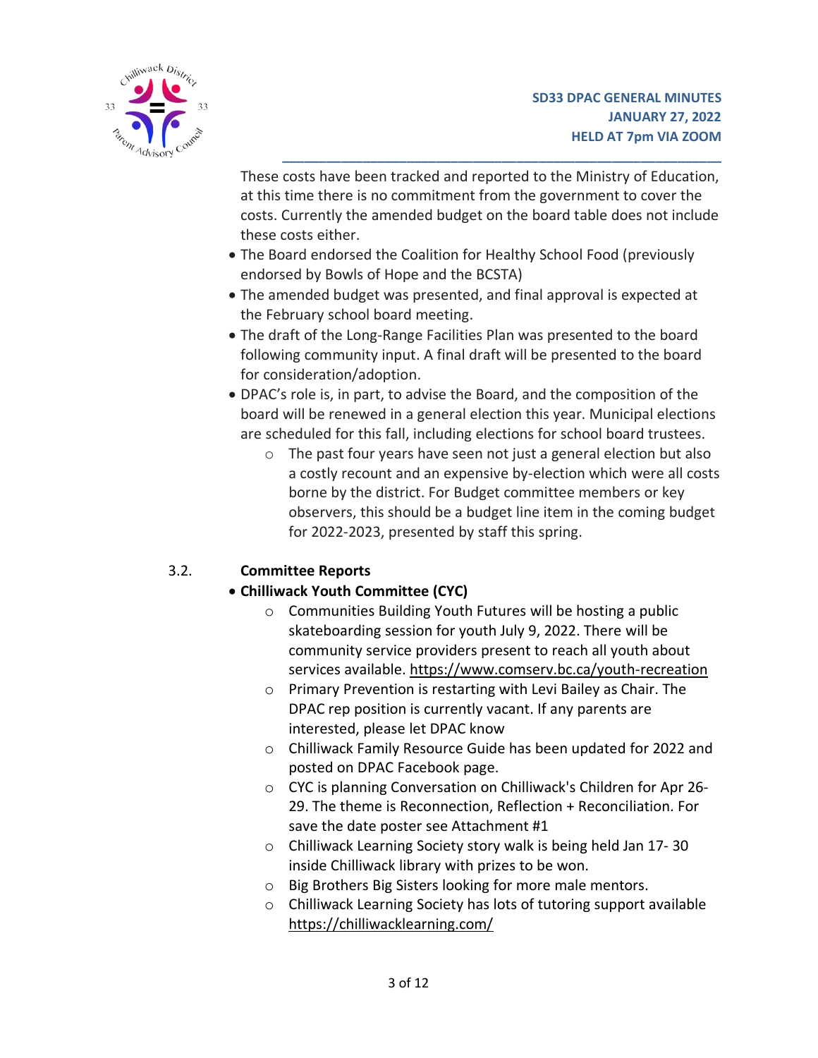These costs have been tracked and reported to the Ministry of Education, at this time there is no commitment from the government to cover the costs. Currently the amended budget on the board table does not include these costs either.

- The Board endorsed the Coalition for Healthy School Food (previously endorsed by Bowls of Hope and the BCSTA)
- The amended budget was presented, and final approval is expected at the February school board meeting.
- The draft of the Long-Range Facilities Plan was presented to the board following community input. A final draft will be presented to the board for consideration/adoption.
- DPAC's role is, in part, to advise the Board, and the composition of the board will be renewed in a general election this year. Municipal elections are scheduled for this fall, including elections for school board trustees.
  - The past four years have seen not just a general election but also a costly recount and an expensive by-election which were all costs borne by the district. For Budget committee members or key observers, this should be a budget line item in the coming budget for 2022-2023, presented by staff this spring.

3.2. **Committee Reports**

- **Chilliwack Youth Committee (CYC)**
  - Communities Building Youth Futures will be hosting a public skateboarding session for youth July 9, 2022. There will be community service providers present to reach all youth about services available. https://www.comserv.bc.ca/youth-recreation
  - Primary Prevention is restarting with Levi Bailey as Chair. The DPAC rep position is currently vacant. If any parents are interested, please let DPAC know
  - Chilliwack Family Resource Guide has been updated for 2022 and posted on DPAC Facebook page.
  - CYC is planning Conversation on Chilliwack's Children for Apr 26-29. The theme is Reconnection, Reflection + Reconciliation. For save the date poster see Attachment #1
  - Chilliwack Learning Society story walk is being held Jan 17- 30 inside Chilliwack library with prizes to be won.
  - Big Brothers Big Sisters looking for more male mentors.
  - Chilliwack Learning Society has lots of tutoring support available https://chilliwacklearning.com/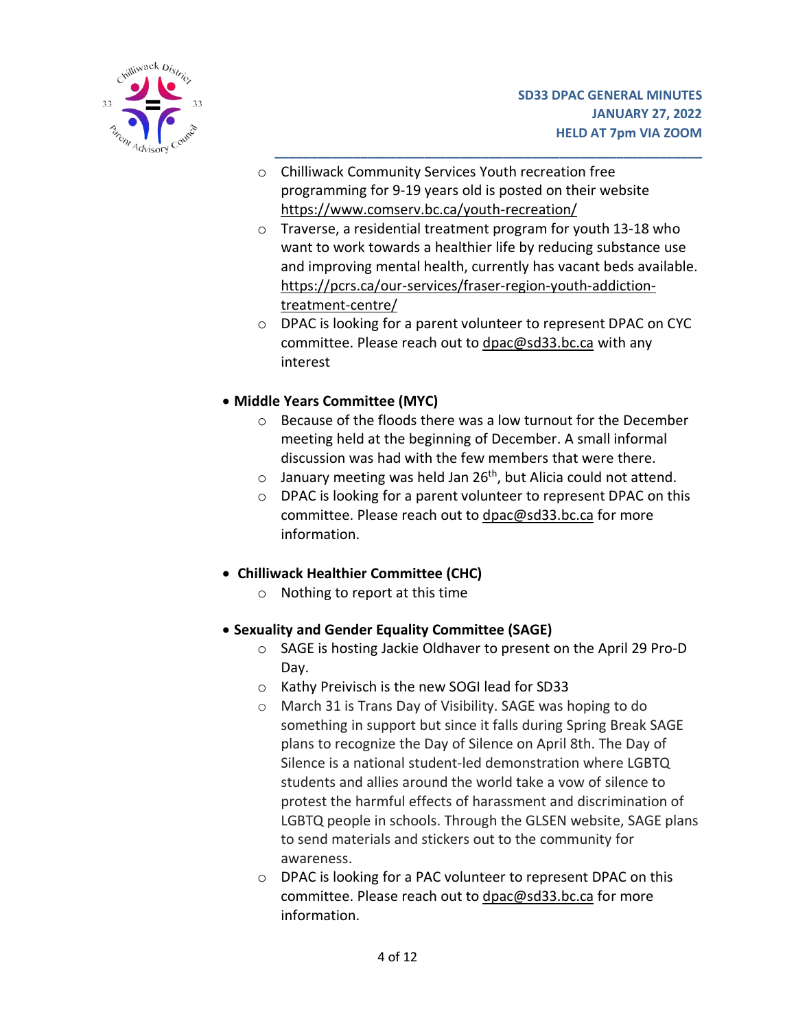- Chilliwack Community Services Youth recreation free programming for 9-19 years old is posted on their website https://www.comserv.bc.ca/youth-recreation/
- Traverse, a residential treatment program for youth 13-18 who want to work towards a healthier life by reducing substance use and improving mental health, currently has vacant beds available. https://pcrs.ca/our-services/fraser-region-youth-addiction-treatment-centre/
- DPAC is looking for a parent volunteer to represent DPAC on CYC committee. Please reach out to dpac@sd33.bc.ca with any interest

- **Middle Years Committee (MYC)**
  - Because of the floods there was a low turnout for the December meeting held at the beginning of December. A small informal discussion was had with the few members that were there.
  - January meeting was held Jan 26th, but Alicia could not attend.
  - DPAC is looking for a parent volunteer to represent DPAC on this committee. Please reach out to dpac@sd33.bc.ca for more information.

- **Chilliwack Healthier Committee (CHC)**
  - Nothing to report at this time

- **Sexuality and Gender Equality Committee (SAGE)**
  - SAGE is hosting Jackie Oldhaver to present on the April 29 Pro-D Day.
  - Kathy Preivisch is the new SOGI lead for SD33
  - March 31 is Trans Day of Visibility. SAGE was hoping to do something in support but since it falls during Spring Break SAGE plans to recognize the Day of Silence on April 8th. The Day of Silence is a national student-led demonstration where LGBTQ students and allies around the world take a vow of silence to protest the harmful effects of harassment and discrimination of LGBTQ people in schools. Through the GLSEN website, SAGE plans to send materials and stickers out to the community for awareness.
  - DPAC is looking for a PAC volunteer to represent DPAC on this committee. Please reach out to dpac@sd33.bc.ca for more information.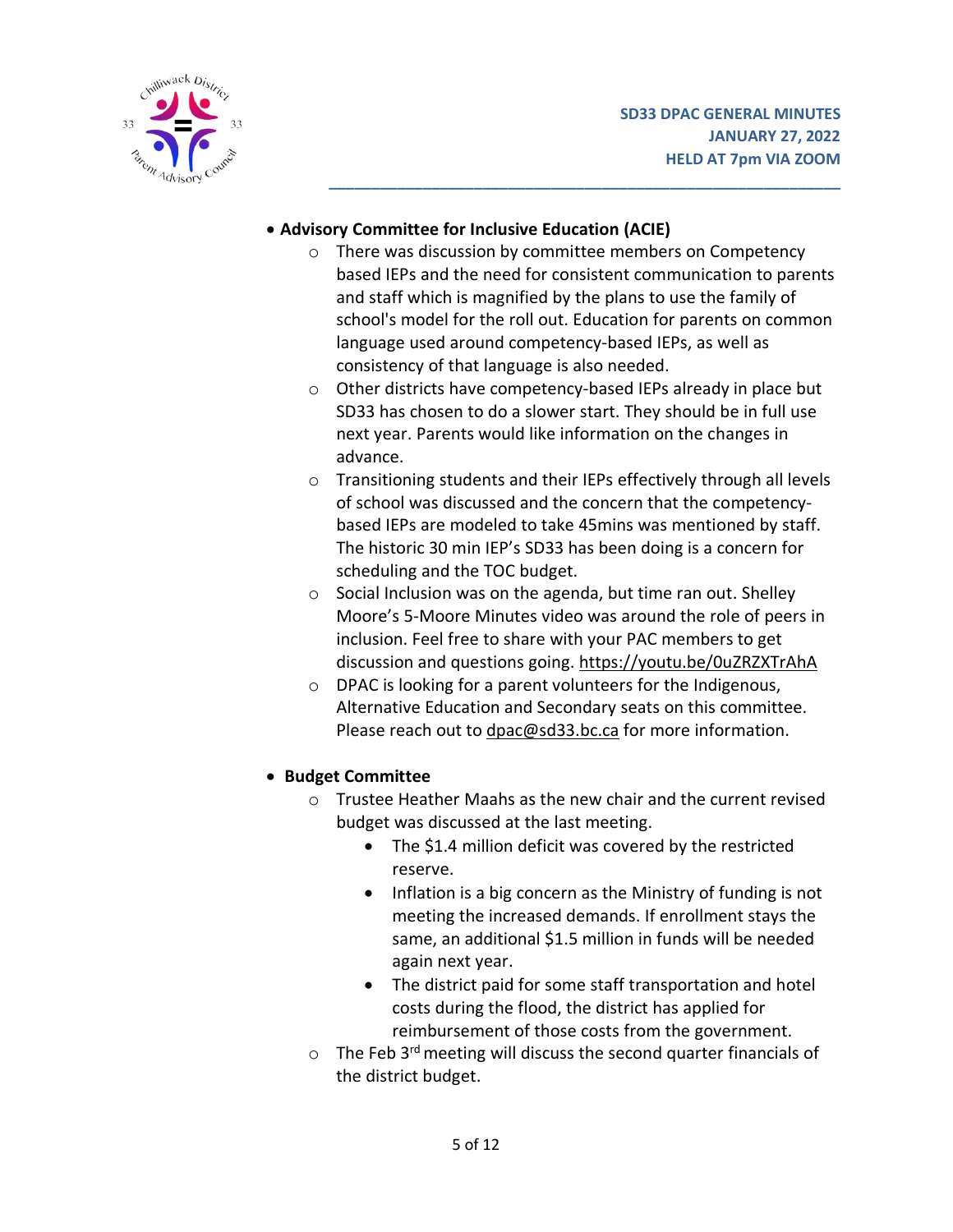- **Advisory Committee for Inclusive Education (ACIE)**
  - There was discussion by committee members on Competency based IEPs and the need for consistent communication to parents and staff which is magnified by the plans to use the family of school's model for the roll out. Education for parents on common language used around competency-based IEPs, as well as consistency of that language is also needed.
  - Other districts have competency-based IEPs already in place but SD33 has chosen to do a slower start. They should be in full use next year. Parents would like information on the changes in advance.
  - Transitioning students and their IEPs effectively through all levels of school was discussed and the concern that the competency-based IEPs are modeled to take 45mins was mentioned by staff. The historic 30 min IEP's SD33 has been doing is a concern for scheduling and the TOC budget.
  - Social Inclusion was on the agenda, but time ran out. Shelley Moore's 5-Moore Minutes video was around the role of peers in inclusion. Feel free to share with your PAC members to get discussion and questions going. https://youtu.be/0uZRZXTrAhA
  - DPAC is looking for a parent volunteers for the Indigenous, Alternative Education and Secondary seats on this committee. Please reach out to dpac@sd33.bc.ca for more information.

- **Budget Committee**
  - Trustee Heather Maahs as the new chair and the current revised budget was discussed at the last meeting.
    - The $1.4 million deficit was covered by the restricted reserve.
    - Inflation is a big concern as the Ministry of funding is not meeting the increased demands. If enrollment stays the same, an additional $1.5 million in funds will be needed again next year.
    - The district paid for some staff transportation and hotel costs during the flood, the district has applied for reimbursement of those costs from the government.
  - The Feb 3rd meeting will discuss the second quarter financials of the district budget.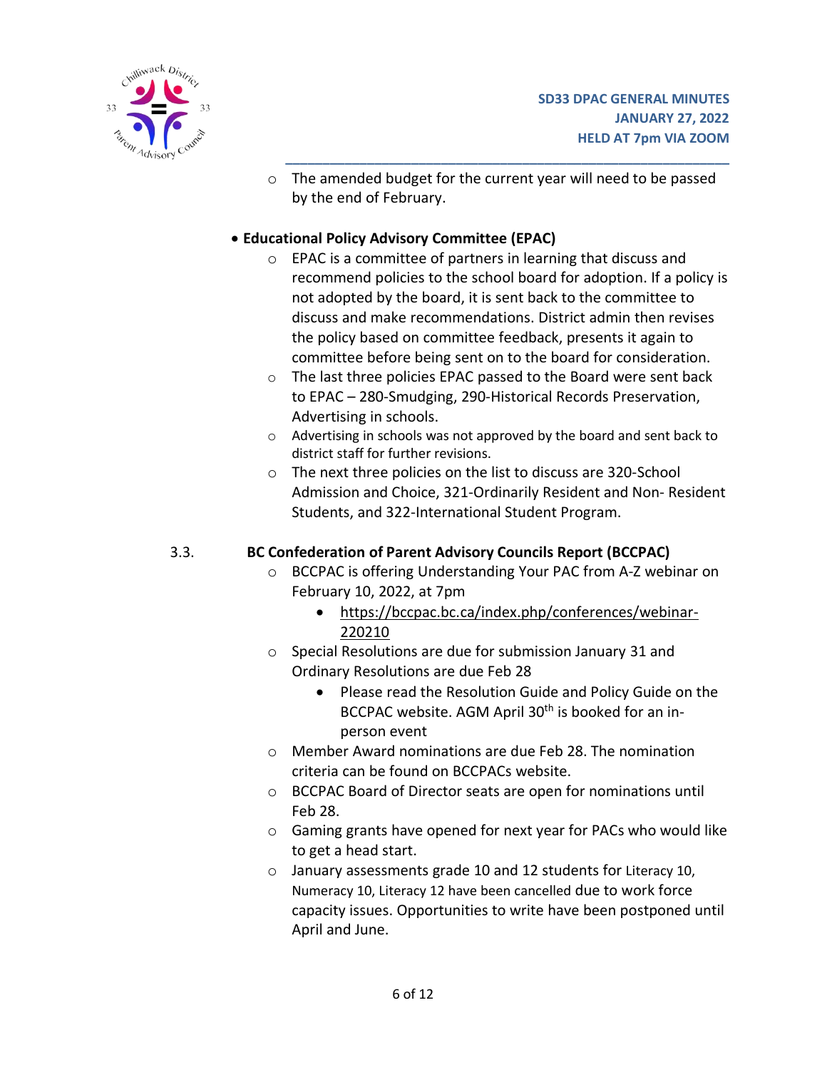- The amended budget for the current year will need to be passed by the end of February.

- **Educational Policy Advisory Committee (EPAC)**
  - EPAC is a committee of partners in learning that discuss and recommend policies to the school board for adoption. If a policy is not adopted by the board, it is sent back to the committee to discuss and make recommendations. District admin then revises the policy based on committee feedback, presents it again to committee before being sent on to the board for consideration.
  - The last three policies EPAC passed to the Board were sent back to EPAC – 280-Smudging, 290-Historical Records Preservation, Advertising in schools.
  - Advertising in schools was not approved by the board and sent back to district staff for further revisions.
  - The next three policies on the list to discuss are 320-School Admission and Choice, 321-Ordinarily Resident and Non- Resident Students, and 322-International Student Program.

3.3. **BC Confederation of Parent Advisory Councils Report (BCCPAC)**

- BCCPAC is offering Understanding Your PAC from A-Z webinar on February 10, 2022, at 7pm
  - https://bccpac.bc.ca/index.php/conferences/webinar-220210
- Special Resolutions are due for submission January 31 and Ordinary Resolutions are due Feb 28
  - Please read the Resolution Guide and Policy Guide on the BCCPAC website. AGM April 30th is booked for an in-person event
- Member Award nominations are due Feb 28. The nomination criteria can be found on BCCPACs website.
- BCCPAC Board of Director seats are open for nominations until Feb 28.
- Gaming grants have opened for next year for PACs who would like to get a head start.
- January assessments grade 10 and 12 students for Literacy 10, Numeracy 10, Literacy 12 have been cancelled due to work force capacity issues. Opportunities to write have been postponed until April and June.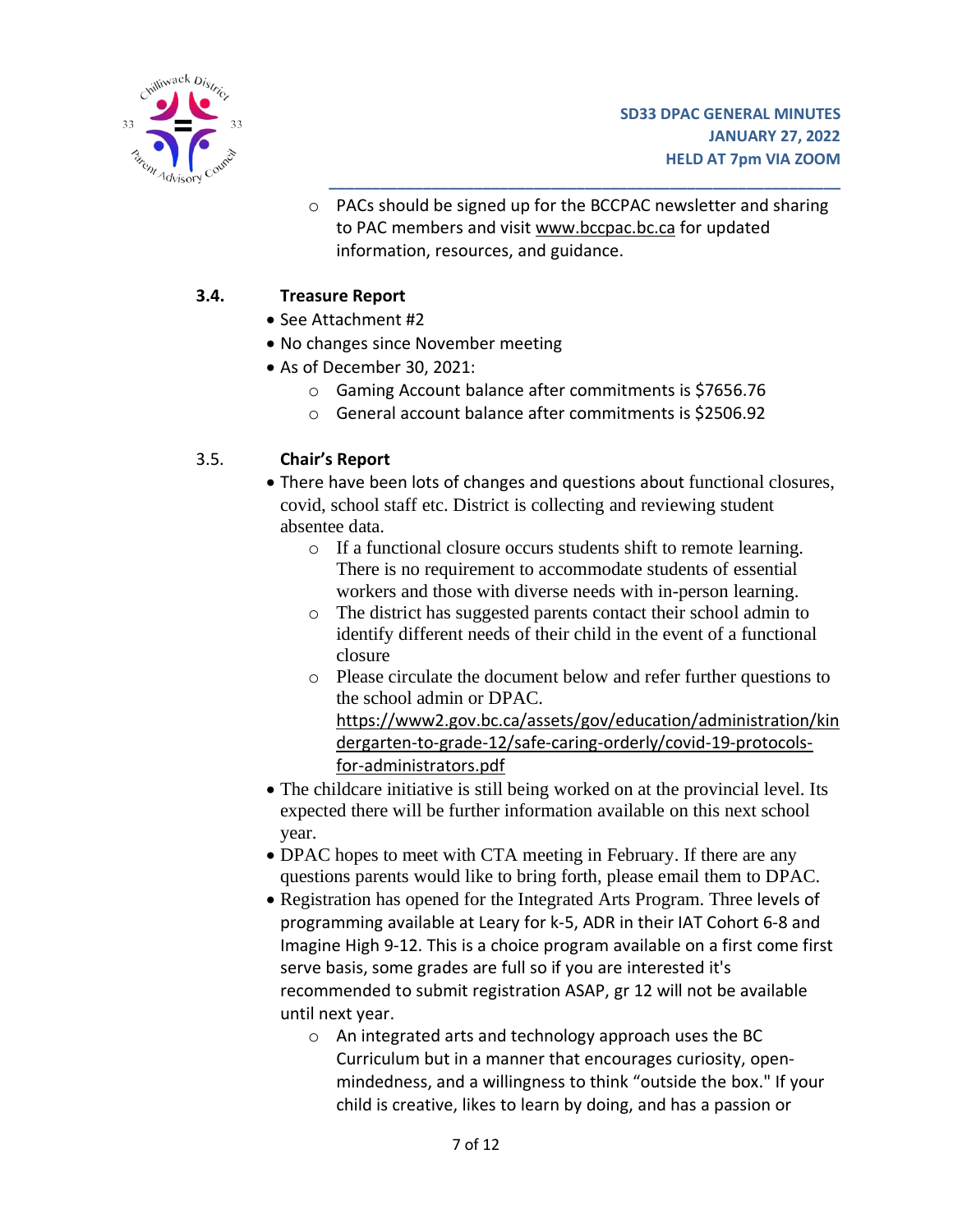- PACs should be signed up for the BCCPAC newsletter and sharing to PAC members and visit www.bccpac.bc.ca for updated information, resources, and guidance.

**3.4. Treasure Report**

- See Attachment #2
- No changes since November meeting
- As of December 30, 2021:
    - Gaming Account balance after commitments is $7656.76
    - General account balance after commitments is $2506.92

3.5. **Chair's Report**

- There have been lots of changes and questions about functional closures, covid, school staff etc. District is collecting and reviewing student absentee data.
    - If a functional closure occurs students shift to remote learning. There is no requirement to accommodate students of essential workers and those with diverse needs with in-person learning.
    - The district has suggested parents contact their school admin to identify different needs of their child in the event of a functional closure
    - Please circulate the document below and refer further questions to the school admin or DPAC. https://www2.gov.bc.ca/assets/gov/education/administration/kindergarten-to-grade-12/safe-caring-orderly/covid-19-protocols-for-administrators.pdf
- The childcare initiative is still being worked on at the provincial level. Its expected there will be further information available on this next school year.
- DPAC hopes to meet with CTA meeting in February. If there are any questions parents would like to bring forth, please email them to DPAC.
- Registration has opened for the Integrated Arts Program. Three levels of programming available at Leary for k-5, ADR in their IAT Cohort 6-8 and Imagine High 9-12. This is a choice program available on a first come first serve basis, some grades are full so if you are interested it's recommended to submit registration ASAP, gr 12 will not be available until next year.
    - An integrated arts and technology approach uses the BC Curriculum but in a manner that encourages curiosity, open-mindedness, and a willingness to think "outside the box." If your child is creative, likes to learn by doing, and has a passion or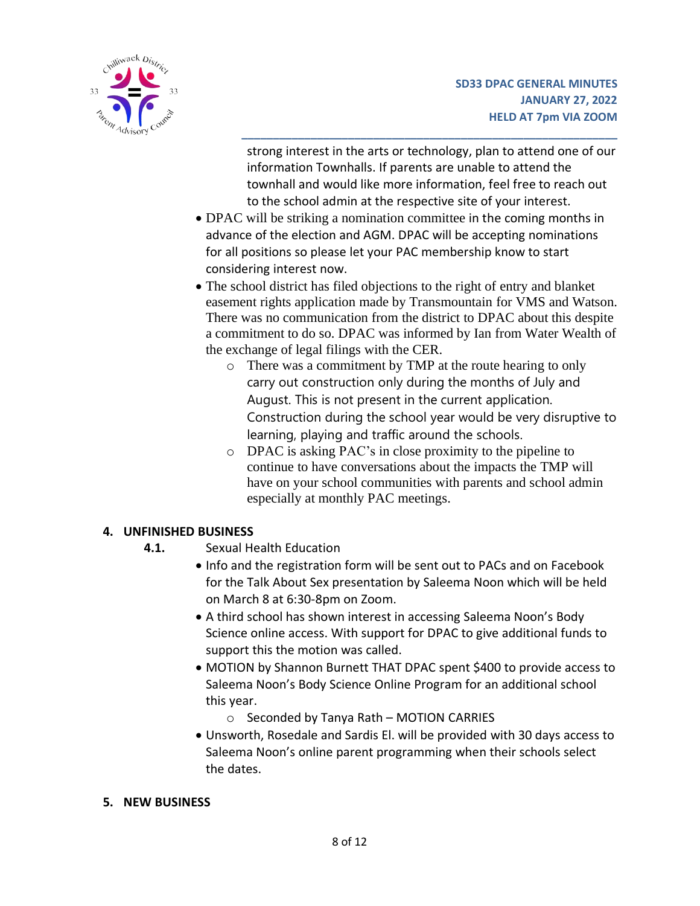strong interest in the arts or technology, plan to attend one of our information Townhalls. If parents are unable to attend the townhall and would like more information, feel free to reach out to the school admin at the respective site of your interest.

- DPAC will be striking a nomination committee in the coming months in advance of the election and AGM. DPAC will be accepting nominations for all positions so please let your PAC membership know to start considering interest now.
- The school district has filed objections to the right of entry and blanket easement rights application made by Transmountain for VMS and Watson. There was no communication from the district to DPAC about this despite a commitment to do so. DPAC was informed by Ian from Water Wealth of the exchange of legal filings with the CER.
  - There was a commitment by TMP at the route hearing to only carry out construction only during the months of July and August. This is not present in the current application. Construction during the school year would be very disruptive to learning, playing and traffic around the schools.
  - DPAC is asking PAC's in close proximity to the pipeline to continue to have conversations about the impacts the TMP will have on your school communities with parents and school admin especially at monthly PAC meetings.

## 4. UNFINISHED BUSINESS

**4.1.** Sexual Health Education

- Info and the registration form will be sent out to PACs and on Facebook for the Talk About Sex presentation by Saleema Noon which will be held on March 8 at 6:30-8pm on Zoom.
- A third school has shown interest in accessing Saleema Noon's Body Science online access. With support for DPAC to give additional funds to support this the motion was called.
- MOTION by Shannon Burnett THAT DPAC spent $400 to provide access to Saleema Noon's Body Science Online Program for an additional school this year.
  - Seconded by Tanya Rath – MOTION CARRIES
- Unsworth, Rosedale and Sardis El. will be provided with 30 days access to Saleema Noon's online parent programming when their schools select the dates.

## 5. NEW BUSINESS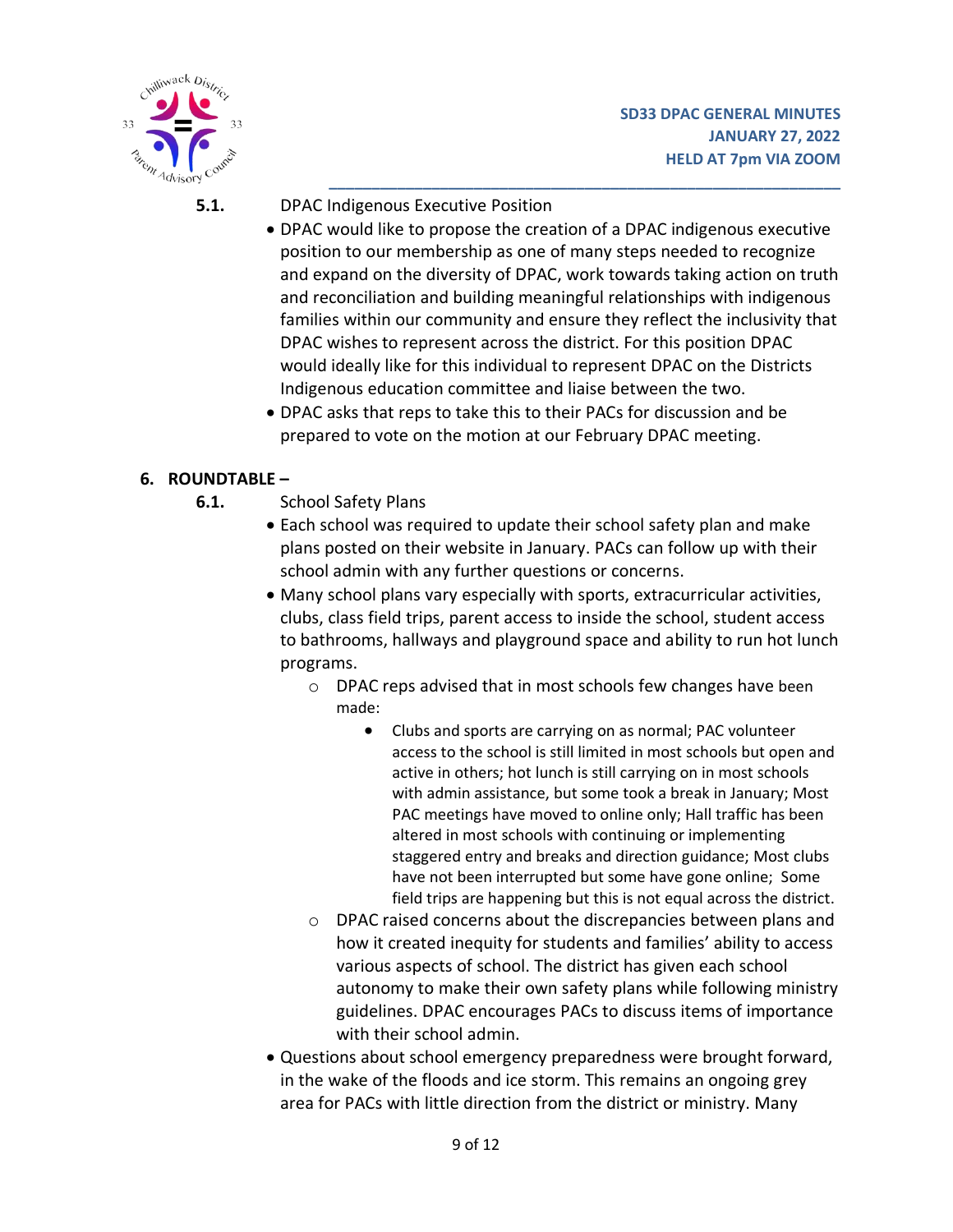**5.1.** DPAC Indigenous Executive Position

- DPAC would like to propose the creation of a DPAC indigenous executive position to our membership as one of many steps needed to recognize and expand on the diversity of DPAC, work towards taking action on truth and reconciliation and building meaningful relationships with indigenous families within our community and ensure they reflect the inclusivity that DPAC wishes to represent across the district. For this position DPAC would ideally like for this individual to represent DPAC on the Districts Indigenous education committee and liaise between the two.
- DPAC asks that reps to take this to their PACs for discussion and be prepared to vote on the motion at our February DPAC meeting.

## 6. ROUNDTABLE –

**6.1.** School Safety Plans

- Each school was required to update their school safety plan and make plans posted on their website in January. PACs can follow up with their school admin with any further questions or concerns.
- Many school plans vary especially with sports, extracurricular activities, clubs, class field trips, parent access to inside the school, student access to bathrooms, hallways and playground space and ability to run hot lunch programs.
  - DPAC reps advised that in most schools few changes have been made:
    - Clubs and sports are carrying on as normal; PAC volunteer access to the school is still limited in most schools but open and active in others; hot lunch is still carrying on in most schools with admin assistance, but some took a break in January; Most PAC meetings have moved to online only; Hall traffic has been altered in most schools with continuing or implementing staggered entry and breaks and direction guidance; Most clubs have not been interrupted but some have gone online; Some field trips are happening but this is not equal across the district.
  - DPAC raised concerns about the discrepancies between plans and how it created inequity for students and families' ability to access various aspects of school. The district has given each school autonomy to make their own safety plans while following ministry guidelines. DPAC encourages PACs to discuss items of importance with their school admin.
- Questions about school emergency preparedness were brought forward, in the wake of the floods and ice storm. This remains an ongoing grey area for PACs with little direction from the district or ministry. Many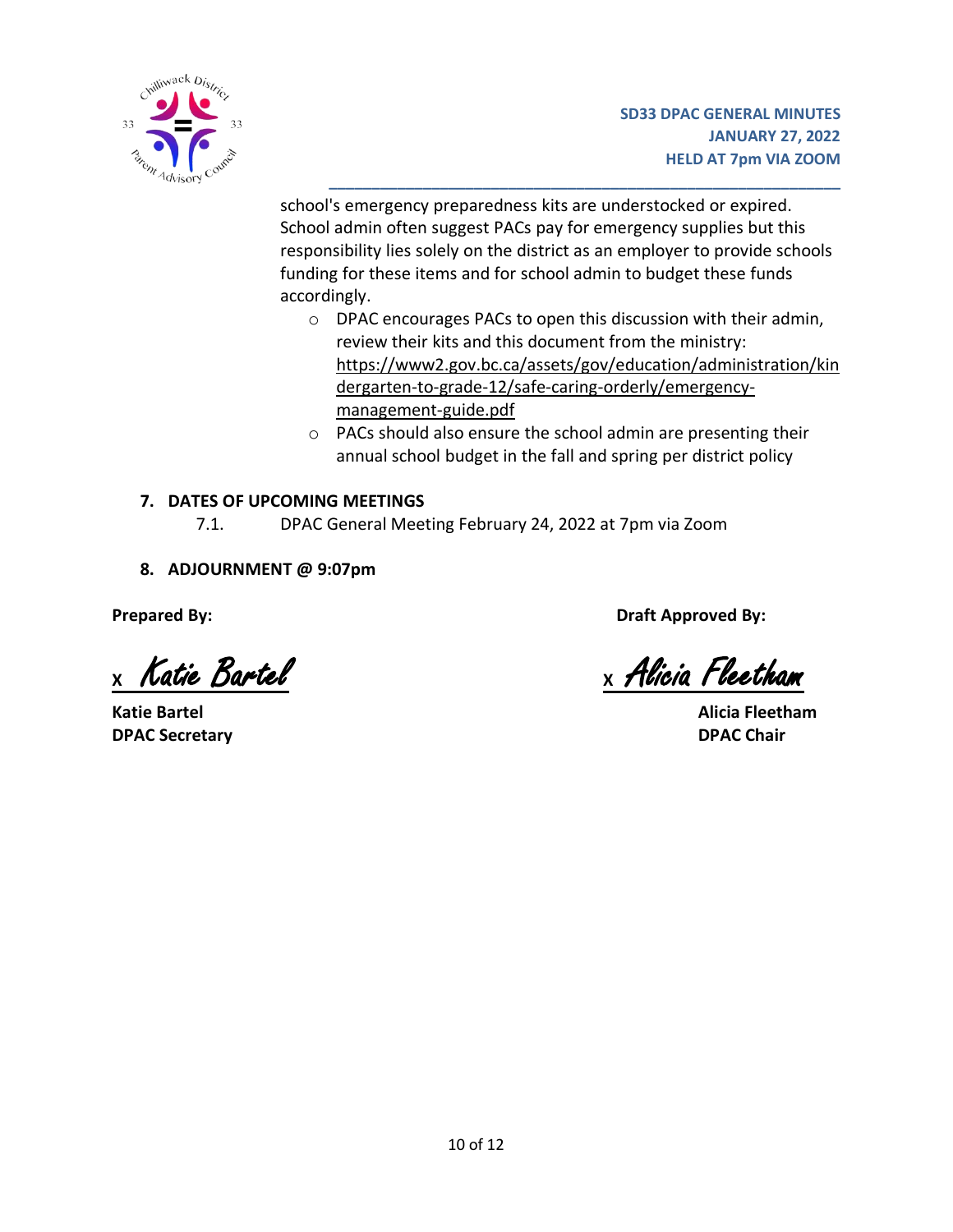school's emergency preparedness kits are understocked or expired. School admin often suggest PACs pay for emergency supplies but this responsibility lies solely on the district as an employer to provide schools funding for these items and for school admin to budget these funds accordingly.

- DPAC encourages PACs to open this discussion with their admin, review their kits and this document from the ministry: https://www2.gov.bc.ca/assets/gov/education/administration/kindergarten-to-grade-12/safe-caring-orderly/emergency-management-guide.pdf
- PACs should also ensure the school admin are presenting their annual school budget in the fall and spring per district policy

## 7. DATES OF UPCOMING MEETINGS

7.1. DPAC General Meeting February 24, 2022 at 7pm via Zoom

## 8. ADJOURNMENT @ 9:07pm

**Prepared By:**

x *Katie Bartel*

**Katie Bartel**
**DPAC Secretary**

**Draft Approved By:**

x *Alicia Fleetham*

**Alicia Fleetham**
**DPAC Chair**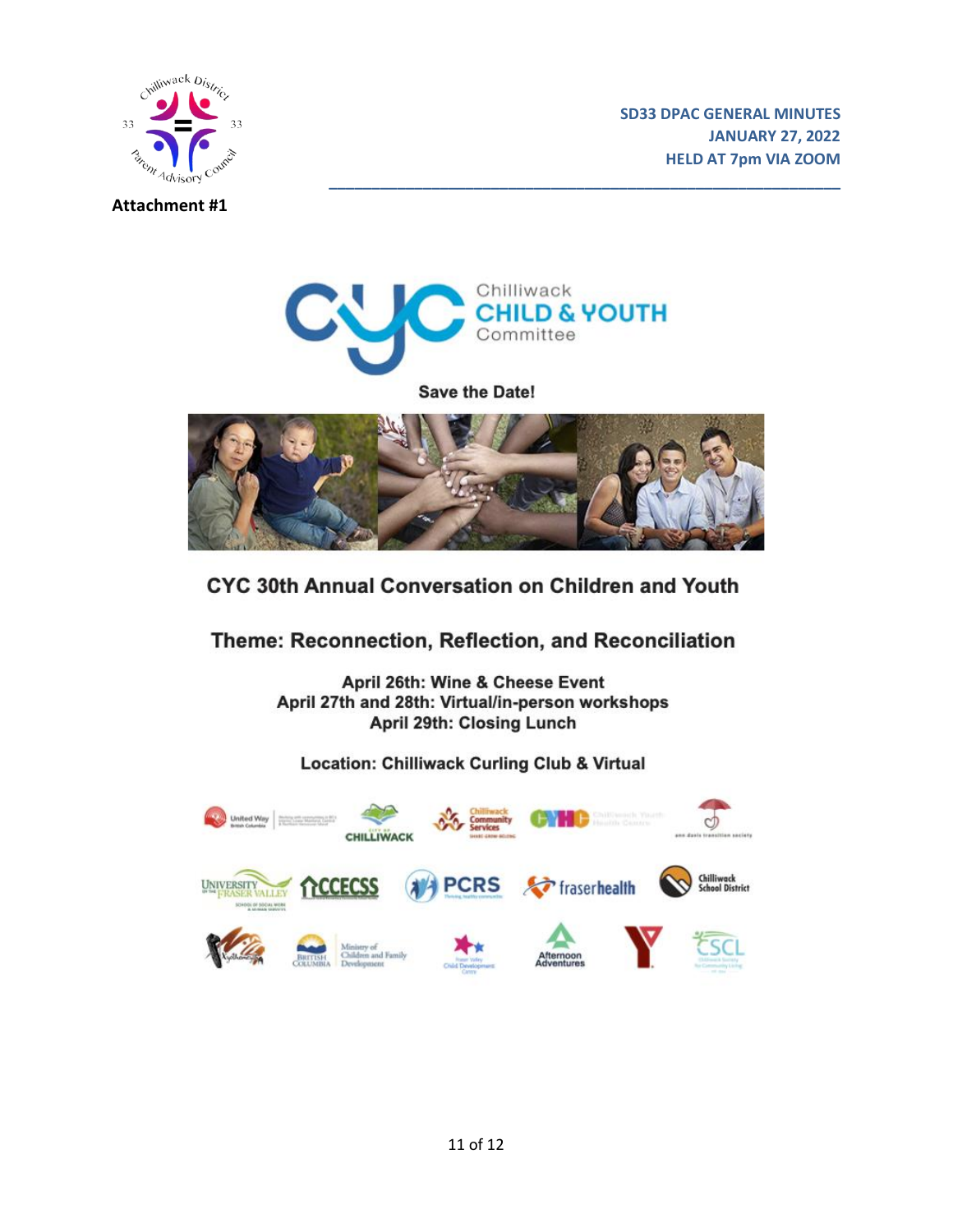**Attachment #1**

# Chilliwack CHILD & YOUTH Committee

**Save the Date!**

## CYC 30th Annual Conversation on Children and Youth

## Theme: Reconnection, Reflection, and Reconciliation

**April 26th: Wine & Cheese Event**
**April 27th and 28th: Virtual/in-person workshops**
**April 29th: Closing Lunch**

**Location: Chilliwack Curling Club & Virtual**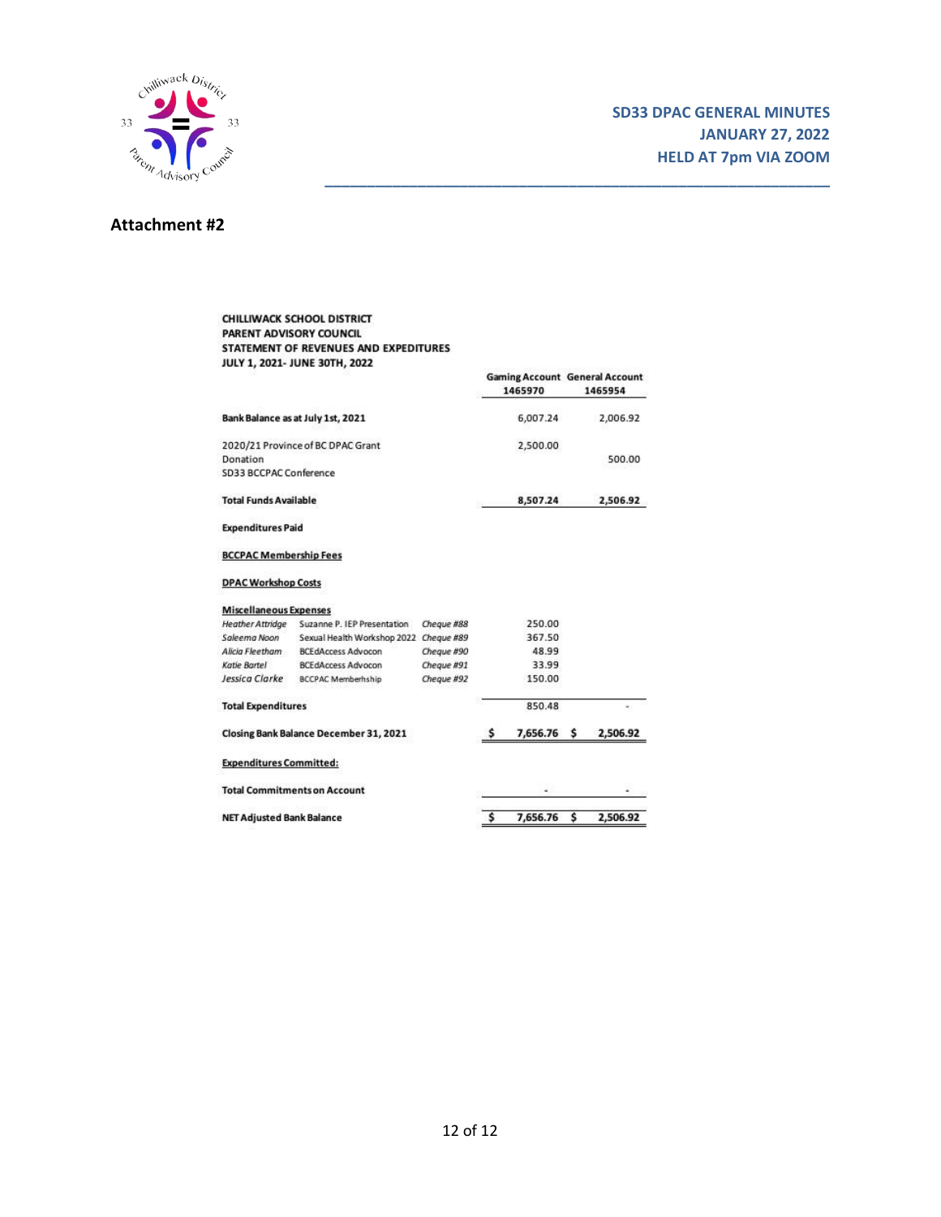## Attachment #2

**CHILLIWACK SCHOOL DISTRICT**
**PARENT ADVISORY COUNCIL**
**STATEMENT OF REVENUES AND EXPEDITURES**
**JULY 1, 2021- JUNE 30TH, 2022**

| | | | Gaming Account 1465970 | General Account 1465954 |
|---|---|---|---|---|
| **Bank Balance as at July 1st, 2021** | | | 6,007.24 | 2,006.92 |
| 2020/21 Province of BC DPAC Grant | | | 2,500.00 | |
| Donation | | | | 500.00 |
| SD33 BCCPAC Conference | | | | |
| **Total Funds Available** | | | **8,507.24** | **2,506.92** |
| **Expenditures Paid** | | | | |
| **BCCPAC Membership Fees** | | | | |
| **DPAC Workshop Costs** | | | | |
| **Miscellaneous Expenses** | | | | |
| *Heather Attridge* | Suzanne P. IEP Presentation | *Cheque #88* | 250.00 | |
| *Saleema Noon* | Sexual Health Workshop 2022 | *Cheque #89* | 367.50 | |
| *Alicia Fleetham* | BCEdAccess Advocon | *Cheque #90* | 48.99 | |
| *Katie Bartel* | BCEdAccess Advocon | *Cheque #91* | 33.99 | |
| *Jessica Clarke* | BCCPAC Memberhship | *Cheque #92* | 150.00 | |
| **Total Expenditures** | | | 850.48 | - |
| **Closing Bank Balance December 31, 2021** | | | **$ 7,656.76** | **$ 2,506.92** |
| **Expenditures Committed:** | | | | |
| **Total Commitments on Account** | | | - | - |
| **NET Adjusted Bank Balance** | | | **$ 7,656.76** | **$ 2,506.92** |